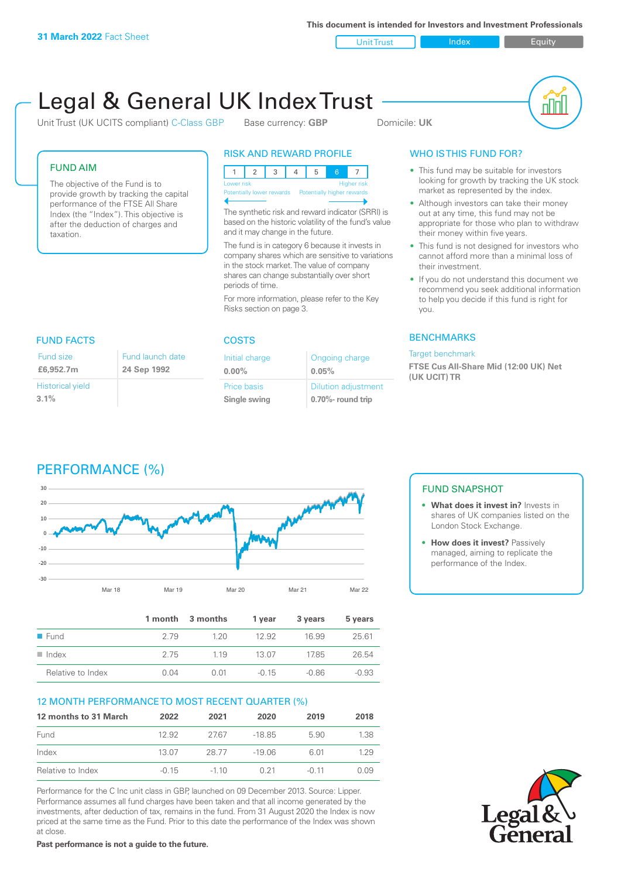**31 March 2022** Fact Sheet

This document is intended for Investors and Investment Professionals

Unit Trust | Index | Equity

# Legal & General UK Index Trust

Unit Trust (UK UCITS compliant) C-Class GBP    Base currency: **GBP**    Domicile: **UK**

## FUND AIM

The objective of the Fund is to provide growth by tracking the capital performance of the FTSE All Share Index (the "Index"). This objective is after the deduction of charges and taxation.

## RISK AND REWARD PROFILE

| 1 | 2 | 3 | 4 | 5 | 6 | 7 |
|---|---|---|---|---|---|---|

Lower risk — Potentially lower rewards | Higher risk — Potentially higher rewards

The synthetic risk and reward indicator (SRRI) is based on the historic volatility of the fund's value and it may change in the future.

The fund is in category 6 because it invests in company shares which are sensitive to variations in the stock market. The value of company shares can change substantially over short periods of time.

For more information, please refer to the Key Risks section on page 3.

## WHO IS THIS FUND FOR?

- This fund may be suitable for investors looking for growth by tracking the UK stock market as represented by the index.
- Although investors can take their money out at any time, this fund may not be appropriate for those who plan to withdraw their money within five years.
- This fund is not designed for investors who cannot afford more than a minimal loss of their investment.
- If you do not understand this document we recommend you seek additional information to help you decide if this fund is right for you.

## FUND FACTS

| Fund size | Fund launch date |
|---|---|
| **£6,952.7m** | **24 Sep 1992** |
| Historical yield | |
| **3.1%** | |

## COSTS

| Initial charge | Ongoing charge |
|---|---|
| **0.00%** | **0.05%** |
| Price basis | Dilution adjustment |
| **Single swing** | **0.70%- round trip** |

## BENCHMARKS

Target benchmark

**FTSE Cus All-Share Mid (12:00 UK) Net (UK UCIT) TR**

## PERFORMANCE (%)

| | 1 month | 3 months | 1 year | 3 years | 5 years |
|---|---|---|---|---|---|
| Fund | 2.79 | 1.20 | 12.92 | 16.99 | 25.61 |
| Index | 2.75 | 1.19 | 13.07 | 17.85 | 26.54 |
| Relative to Index | 0.04 | 0.01 | -0.15 | -0.86 | -0.93 |

## FUND SNAPSHOT

- **What does it invest in?** Invests in shares of UK companies listed on the London Stock Exchange.
- **How does it invest?** Passively managed, aiming to replicate the performance of the Index.

## 12 MONTH PERFORMANCE TO MOST RECENT QUARTER (%)

| 12 months to 31 March | 2022 | 2021 | 2020 | 2019 | 2018 |
|---|---|---|---|---|---|
| Fund | 12.92 | 27.67 | -18.85 | 5.90 | 1.38 |
| Index | 13.07 | 28.77 | -19.06 | 6.01 | 1.29 |
| Relative to Index | -0.15 | -1.10 | 0.21 | -0.11 | 0.09 |

Performance for the C Inc unit class in GBP, launched on 09 December 2013. Source: Lipper. Performance assumes all fund charges have been taken and that all income generated by the investments, after deduction of tax, remains in the fund. From 31 August 2020 the Index is now priced at the same time as the Fund. Prior to this date the performance of the Index was shown at close.

**Past performance is not a guide to the future.**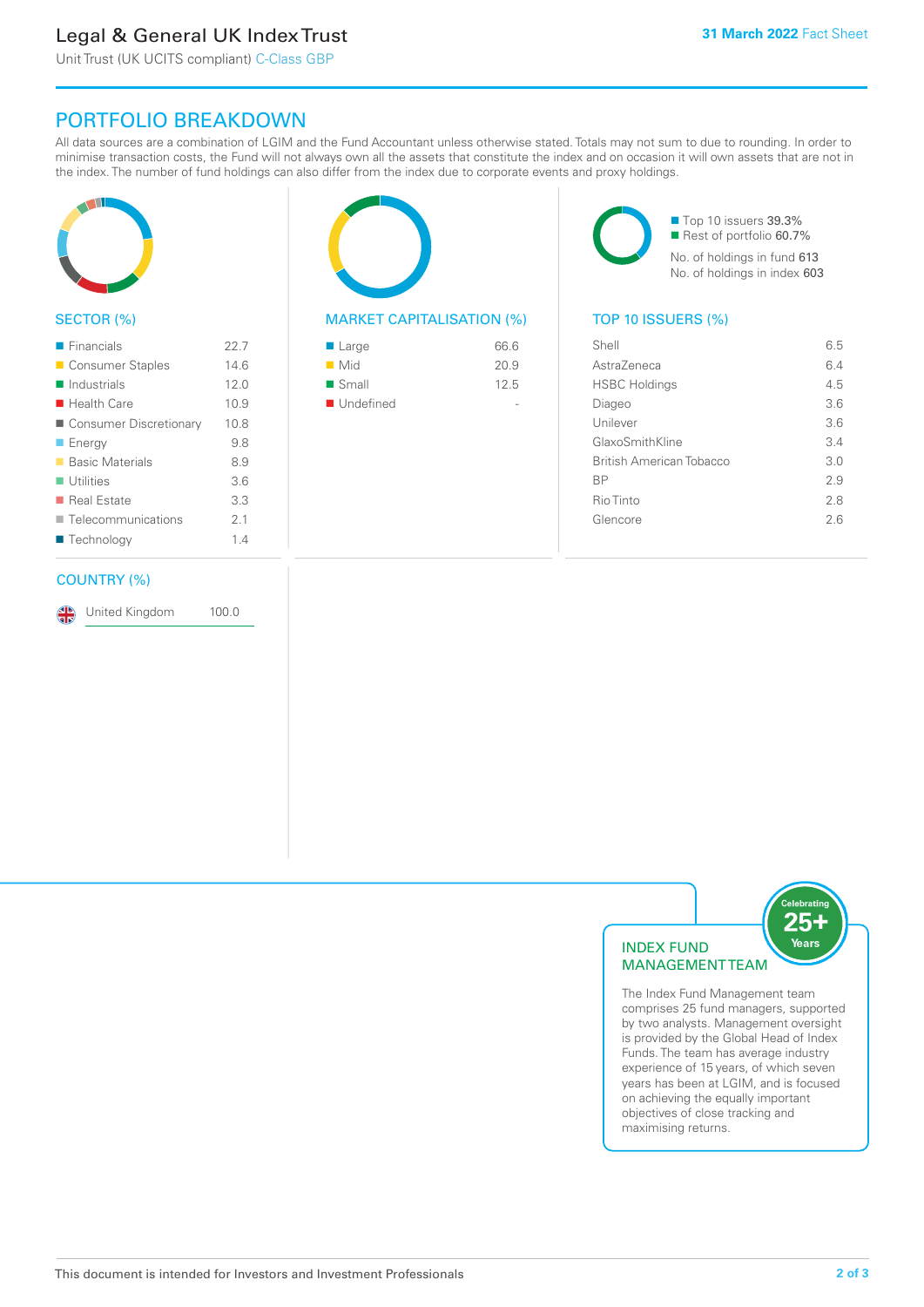# Legal & General UK Index Trust

Unit Trust (UK UCITS compliant) C-Class GBP

**31 March 2022** Fact Sheet

## PORTFOLIO BREAKDOWN

All data sources are a combination of LGIM and the Fund Accountant unless otherwise stated. Totals may not sum to due to rounding. In order to minimise transaction costs, the Fund will not always own all the assets that constitute the index and on occasion it will own assets that are not in the index. The number of fund holdings can also differ from the index due to corporate events and proxy holdings.

### SECTOR (%)

| Sector | % |
|---|---|
| Financials | 22.7 |
| Consumer Staples | 14.6 |
| Industrials | 12.0 |
| Health Care | 10.9 |
| Consumer Discretionary | 10.8 |
| Energy | 9.8 |
| Basic Materials | 8.9 |
| Utilities | 3.6 |
| Real Estate | 3.3 |
| Telecommunications | 2.1 |
| Technology | 1.4 |

### MARKET CAPITALISATION (%)

| Market Capitalisation | % |
|---|---|
| Large | 66.6 |
| Mid | 20.9 |
| Small | 12.5 |
| Undefined | - |

- Top 10 issuers 39.3%
- Rest of portfolio 60.7%

No. of holdings in fund 613
No. of holdings in index 603

### TOP 10 ISSUERS (%)

| Issuer | % |
|---|---|
| Shell | 6.5 |
| AstraZeneca | 6.4 |
| HSBC Holdings | 4.5 |
| Diageo | 3.6 |
| Unilever | 3.6 |
| GlaxoSmithKline | 3.4 |
| British American Tobacco | 3.0 |
| BP | 2.9 |
| Rio Tinto | 2.8 |
| Glencore | 2.6 |

### COUNTRY (%)

| Country | % |
|---|---|
| United Kingdom | 100.0 |

### INDEX FUND MANAGEMENT TEAM

Celebrating 25+ Years

The Index Fund Management team comprises 25 fund managers, supported by two analysts. Management oversight is provided by the Global Head of Index Funds. The team has average industry experience of 15 years, of which seven years has been at LGIM, and is focused on achieving the equally important objectives of close tracking and maximising returns.

This document is intended for Investors and Investment Professionals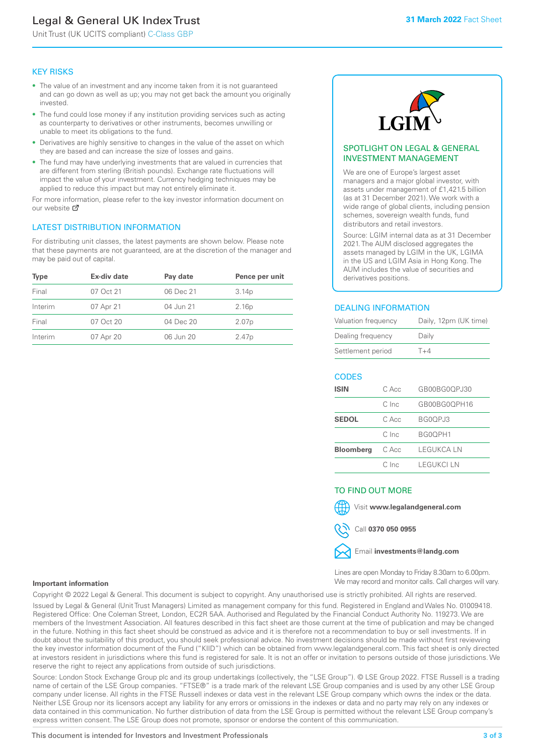# Legal & General UK Index Trust

Unit Trust (UK UCITS compliant) C-Class GBP

31 March 2022 Fact Sheet

## KEY RISKS

- The value of an investment and any income taken from it is not guaranteed and can go down as well as up; you may not get back the amount you originally invested.
- The fund could lose money if any institution providing services such as acting as counterparty to derivatives or other instruments, becomes unwilling or unable to meet its obligations to the fund.
- Derivatives are highly sensitive to changes in the value of the asset on which they are based and can increase the size of losses and gains.
- The fund may have underlying investments that are valued in currencies that are different from sterling (British pounds). Exchange rate fluctuations will impact the value of your investment. Currency hedging techniques may be applied to reduce this impact but may not entirely eliminate it.

For more information, please refer to the key investor information document on our website

## LATEST DISTRIBUTION INFORMATION

For distributing unit classes, the latest payments are shown below. Please note that these payments are not guaranteed, are at the discretion of the manager and may be paid out of capital.

| Type | Ex-div date | Pay date | Pence per unit |
|---|---|---|---|
| Final | 07 Oct 21 | 06 Dec 21 | 3.14p |
| Interim | 07 Apr 21 | 04 Jun 21 | 2.16p |
| Final | 07 Oct 20 | 04 Dec 20 | 2.07p |
| Interim | 07 Apr 20 | 06 Jun 20 | 2.47p |

## SPOTLIGHT ON LEGAL & GENERAL INVESTMENT MANAGEMENT

We are one of Europe's largest asset managers and a major global investor, with assets under management of £1,421.5 billion (as at 31 December 2021). We work with a wide range of global clients, including pension schemes, sovereign wealth funds, fund distributors and retail investors.

Source: LGIM internal data as at 31 December 2021. The AUM disclosed aggregates the assets managed by LGIM in the UK, LGIMA in the US and LGIM Asia in Hong Kong. The AUM includes the value of securities and derivatives positions.

## DEALING INFORMATION

| | |
|---|---|
| Valuation frequency | Daily, 12pm (UK time) |
| Dealing frequency | Daily |
| Settlement period | T+4 |

## CODES

| | | |
|---|---|---|
| **ISIN** | C Acc | GB00BG0QPJ30 |
| | C Inc | GB00BG0QPH16 |
| **SEDOL** | C Acc | BG0QPJ3 |
| | C Inc | BG0QPH1 |
| **Bloomberg** | C Acc | LEGUKCA LN |
| | C Inc | LEGUKCI LN |

## TO FIND OUT MORE

Visit **www.legalandgeneral.com**

Call **0370 050 0955**

Email **investments@landg.com**

Lines are open Monday to Friday 8.30am to 6.00pm. We may record and monitor calls. Call charges will vary.

**Important information**

Copyright © 2022 Legal & General. This document is subject to copyright. Any unauthorised use is strictly prohibited. All rights are reserved.

Issued by Legal & General (Unit Trust Managers) Limited as management company for this fund. Registered in England and Wales No. 01009418. Registered Office: One Coleman Street, London, EC2R 5AA. Authorised and Regulated by the Financial Conduct Authority No. 119273. We are members of the Investment Association. All features described in this fact sheet are those current at the time of publication and may be changed in the future. Nothing in this fact sheet should be construed as advice and it is therefore not a recommendation to buy or sell investments. If in doubt about the suitability of this product, you should seek professional advice. No investment decisions should be made without first reviewing the key investor information document of the Fund ("KIID") which can be obtained from www.legalandgeneral.com. This fact sheet is only directed at investors resident in jurisdictions where this fund is registered for sale. It is not an offer or invitation to persons outside of those jurisdictions. We reserve the right to reject any applications from outside of such jurisdictions.

Source: London Stock Exchange Group plc and its group undertakings (collectively, the "LSE Group"). © LSE Group 2022. FTSE Russell is a trading name of certain of the LSE Group companies. "FTSE®" is a trade mark of the relevant LSE Group companies and is used by any other LSE Group company under license. All rights in the FTSE Russell indexes or data vest in the relevant LSE Group company which owns the index or the data. Neither LSE Group nor its licensors accept any liability for any errors or omissions in the indexes or data and no party may rely on any indexes or data contained in this communication. No further distribution of data from the LSE Group is permitted without the relevant LSE Group company's express written consent. The LSE Group does not promote, sponsor or endorse the content of this communication.

This document is intended for Investors and Investment Professionals